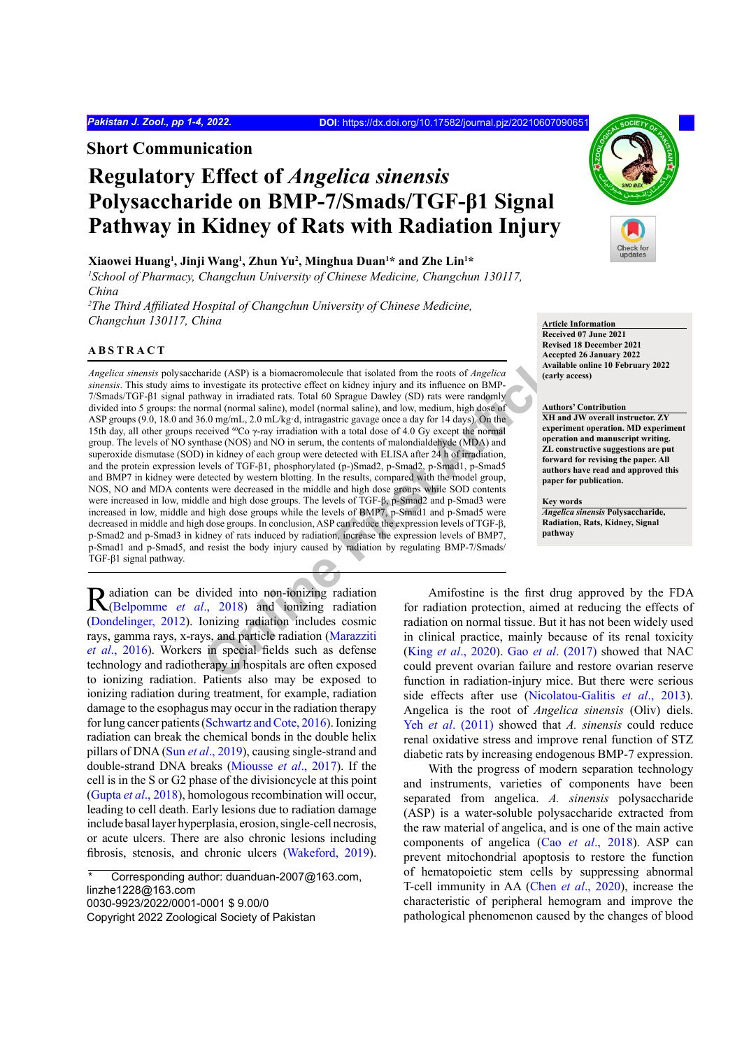Short Communication

# Regulatory Effect of *Angelica sinensis* Polysaccharide on BMP-7/Smads/TGF-β1 Signal Pathway in Kidney of Rats with Radiation Injury

**Xiaowei Huang[1], Jinji Wang[1], Zhun Yu[2], Minghua Duan[1]* and Zhe Lin[1]***

[1]*School of Pharmacy, Changchun University of Chinese Medicine, Changchun 130117, China*

[2]*The Third Affiliated Hospital of Changchun University of Chinese Medicine, Changchun 130117, China*

**Article Information**
Received 07 June 2021
Revised 18 December 2021
Accepted 26 January 2022
Available online 10 February 2022 (early access)

**Authors' Contribution**
XH and JW overall instructor. ZY experiment operation. MD experiment operation and manuscript writing. ZL constructive suggestions are put forward for revising the paper. All authors have read and approved this paper for publication.

**Key words**
*Angelica sinensis* Polysaccharide, Radiation, Rats, Kidney, Signal pathway

## ABSTRACT

*Angelica sinensis* polysaccharide (ASP) is a biomacromolecule that isolated from the roots of *Angelica sinensis*. This study aims to investigate its protective effect on kidney injury and its influence on BMP-7/Smads/TGF-β1 signal pathway in irradiated rats. Total 60 Sprague Dawley (SD) rats were randomly divided into 5 groups: the normal (normal saline), model (normal saline), and low, medium, high dose of ASP groups (9.0, 18.0 and 36.0 mg/mL, 2.0 mL/kg·d, intragastric gavage once a day for 14 days). On the 15th day, all other groups received $^{60}$Co γ-ray irradiation with a total dose of 4.0 Gy except the normal group. The levels of NO synthase (NOS) and NO in serum, the contents of malondialdehyde (MDA) and superoxide dismutase (SOD) in kidney of each group were detected with ELISA after 24 h of irradiation, and the protein expression levels of TGF-β1, phosphorylated (p-)Smad2, p-Smad2, p-Smad1, p-Smad5 and BMP7 in kidney were detected by western blotting. In the results, compared with the model group, NOS, NO and MDA contents were decreased in the middle and high dose groups while SOD contents were increased in low, middle and high dose groups. The levels of TGF-β, p-Smad2 and p-Smad3 were increased in low, middle and high dose groups while the levels of BMP7, p-Smad1 and p-Smad5 were decreased in middle and high dose groups. In conclusion, ASP can reduce the expression levels of TGF-β, p-Smad2 and p-Smad3 in kidney of rats induced by radiation, increase the expression levels of BMP7, p-Smad1 and p-Smad5, and resist the body injury caused by radiation by regulating BMP-7/Smads/TGF-β1 signal pathway.

Radiation can be divided into non-ionizing radiation (Belpomme *et al*., 2018) and ionizing radiation (Dondelinger, 2012). Ionizing radiation includes cosmic rays, gamma rays, x-rays, and particle radiation (Marazziti *et al*., 2016). Workers in special fields such as defense technology and radiotherapy in hospitals are often exposed to ionizing radiation. Patients also may be exposed to ionizing radiation during treatment, for example, radiation damage to the esophagus may occur in the radiation therapy for lung cancer patients (Schwartz and Cote, 2016). Ionizing radiation can break the chemical bonds in the double helix pillars of DNA (Sun *et al*., 2019), causing single-strand and double-strand DNA breaks (Miousse *et al*., 2017). If the cell is in the S or G2 phase of the divisioncycle at this point (Gupta *et al*., 2018), homologous recombination will occur, leading to cell death. Early lesions due to radiation damage include basal layer hyperplasia, erosion, single-cell necrosis, or acute ulcers. There are also chronic lesions including fibrosis, stenosis, and chronic ulcers (Wakeford, 2019).

Amifostine is the first drug approved by the FDA for radiation protection, aimed at reducing the effects of radiation on normal tissue. But it has not been widely used in clinical practice, mainly because of its renal toxicity (King *et al*., 2020). Gao *et al*. (2017) showed that NAC could prevent ovarian failure and restore ovarian reserve function in radiation-injury mice. But there were serious side effects after use (Nicolatou-Galitis *et al*., 2013). Angelica is the root of *Angelica sinensis* (Oliv) diels. Yeh *et al*. (2011) showed that *A. sinensis* could reduce renal oxidative stress and improve renal function of STZ diabetic rats by increasing endogenous BMP-7 expression.

With the progress of modern separation technology and instruments, varieties of components have been separated from angelica. *A. sinensis* polysaccharide (ASP) is a water-soluble polysaccharide extracted from the raw material of angelica, and is one of the main active components of angelica (Cao *et al*., 2018). ASP can prevent mitochondrial apoptosis to restore the function of hematopoietic stem cells by suppressing abnormal T-cell immunity in AA (Chen *et al*., 2020), increase the characteristic of peripheral hemogram and improve the pathological phenomenon caused by the changes of blood

\* Corresponding author: duanduan-2007@163.com, linzhe1228@163.com
0030-9923/2022/0001-0001 $ 9.00/0
Copyright 2022 Zoological Society of Pakistan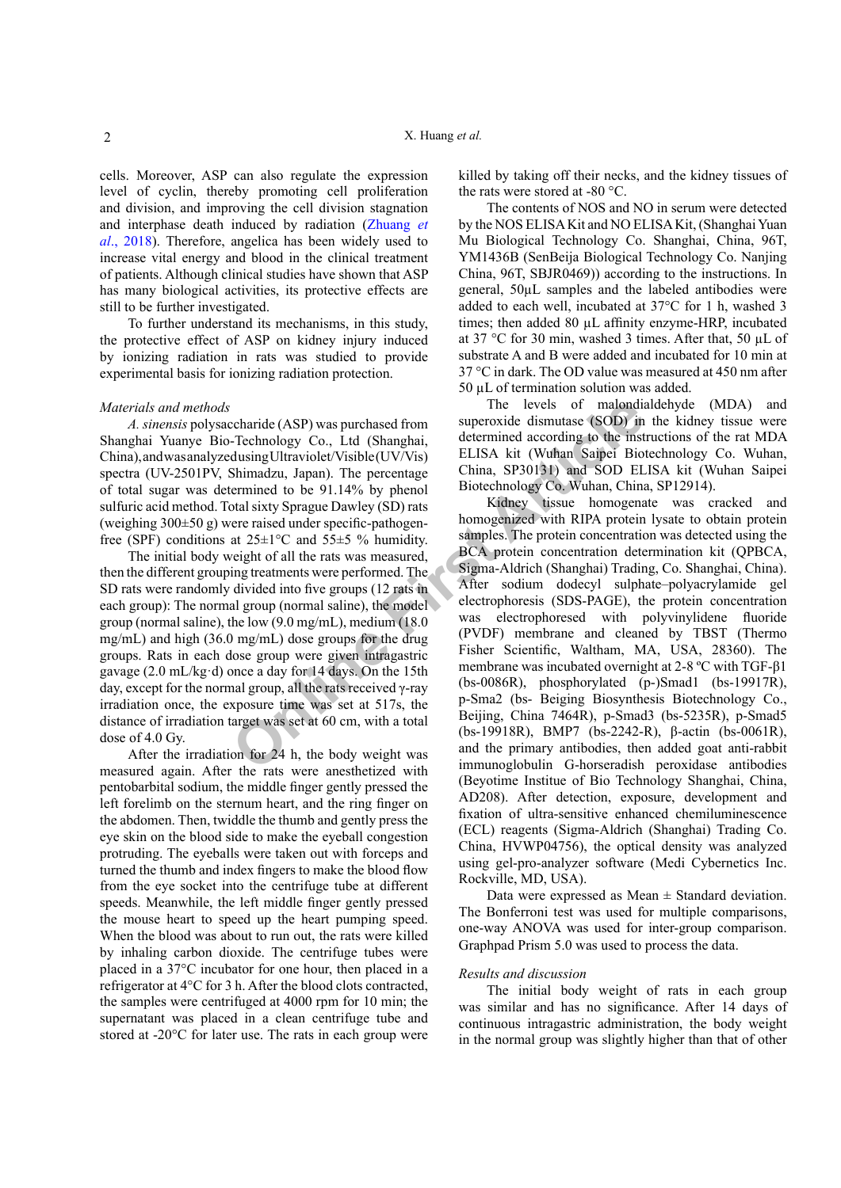cells. Moreover, ASP can also regulate the expression level of cyclin, thereby promoting cell proliferation and division, and improving the cell division stagnation and interphase death induced by radiation (Zhuang *et al*., 2018). Therefore, angelica has been widely used to increase vital energy and blood in the clinical treatment of patients. Although clinical studies have shown that ASP has many biological activities, its protective effects are still to be further investigated.

To further understand its mechanisms, in this study, the protective effect of ASP on kidney injury induced by ionizing radiation in rats was studied to provide experimental basis for ionizing radiation protection.

*Materials and methods*

*A. sinensis* polysaccharide (ASP) was purchased from Shanghai Yuanye Bio-Technology Co., Ltd (Shanghai, China), and was analyzed using Ultraviolet/Visible (UV/Vis) spectra (UV-2501PV, Shimadzu, Japan). The percentage of total sugar was determined to be 91.14% by phenol sulfuric acid method. Total sixty Sprague Dawley (SD) rats (weighing 300±50 g) were raised under specific-pathogen-free (SPF) conditions at 25±1°C and 55±5 % humidity.

The initial body weight of all the rats was measured, then the different grouping treatments were performed. The SD rats were randomly divided into five groups (12 rats in each group): The normal group (normal saline), the model group (normal saline), the low (9.0 mg/mL), medium (18.0 mg/mL) and high (36.0 mg/mL) dose groups for the drug groups. Rats in each dose group were given intragastric gavage (2.0 mL/kg·d) once a day for 14 days. On the 15th day, except for the normal group, all the rats received γ-ray irradiation once, the exposure time was set at 517s, the distance of irradiation target was set at 60 cm, with a total dose of 4.0 Gy.

After the irradiation for 24 h, the body weight was measured again. After the rats were anesthetized with pentobarbital sodium, the middle finger gently pressed the left forelimb on the sternum heart, and the ring finger on the abdomen. Then, twiddle the thumb and gently press the eye skin on the blood side to make the eyeball congestion protruding. The eyeballs were taken out with forceps and turned the thumb and index fingers to make the blood flow from the eye socket into the centrifuge tube at different speeds. Meanwhile, the left middle finger gently pressed the mouse heart to speed up the heart pumping speed. When the blood was about to run out, the rats were killed by inhaling carbon dioxide. The centrifuge tubes were placed in a 37°C incubator for one hour, then placed in a refrigerator at 4°C for 3 h. After the blood clots contracted, the samples were centrifuged at 4000 rpm for 10 min; the supernatant was placed in a clean centrifuge tube and stored at -20°C for later use. The rats in each group were killed by taking off their necks, and the kidney tissues of the rats were stored at -80 °C.

The contents of NOS and NO in serum were detected by the NOS ELISA Kit and NO ELISA Kit, (Shanghai Yuan Mu Biological Technology Co. Shanghai, China, 96T, YM1436B (SenBeija Biological Technology Co. Nanjing China, 96T, SBJR0469)) according to the instructions. In general, 50μL samples and the labeled antibodies were added to each well, incubated at 37°C for 1 h, washed 3 times; then added 80 µL affinity enzyme-HRP, incubated at 37 °C for 30 min, washed 3 times. After that, 50 µL of substrate A and B were added and incubated for 10 min at 37 °C in dark. The OD value was measured at 450 nm after 50 µL of termination solution was added.

The levels of malondialdehyde (MDA) and superoxide dismutase (SOD) in the kidney tissue were determined according to the instructions of the rat MDA ELISA kit (Wuhan Saipei Biotechnology Co. Wuhan, China, SP30131) and SOD ELISA kit (Wuhan Saipei Biotechnology Co. Wuhan, China, SP12914).

Kidney tissue homogenate was cracked and homogenized with RIPA protein lysate to obtain protein samples. The protein concentration was detected using the BCA protein concentration determination kit (QPBCA, Sigma-Aldrich (Shanghai) Trading, Co. Shanghai, China). After sodium dodecyl sulphate–polyacrylamide gel electrophoresis (SDS-PAGE), the protein concentration was electrophoresed with polyvinylidene fluoride (PVDF) membrane and cleaned by TBST (Thermo Fisher Scientific, Waltham, MA, USA, 28360). The membrane was incubated overnight at 2-8 ºC with TGF-β1 (bs-0086R), phosphorylated (p-)Smad1 (bs-19917R), p-Sma2 (bs- Beiging Biosynthesis Biotechnology Co., Beijing, China 7464R), p-Smad3 (bs-5235R), p-Smad5 (bs-19918R), BMP7 (bs-2242-R), β-actin (bs-0061R), and the primary antibodies, then added goat anti-rabbit immunoglobulin G-horseradish peroxidase antibodies (Beyotime Instiue of Bio Technology Shanghai, China, AD208). After detection, exposure, development and fixation of ultra-sensitive enhanced chemiluminescence (ECL) reagents (Sigma-Aldrich (Shanghai) Trading Co. China, HVWP04756), the optical density was analyzed using gel-pro-analyzer software (Medi Cybernetics Inc. Rockville, MD, USA).

Data were expressed as Mean ± Standard deviation. The Bonferroni test was used for multiple comparisons, one-way ANOVA was used for inter-group comparison. Graphpad Prism 5.0 was used to process the data.

*Results and discussion*

The initial body weight of rats in each group was similar and has no significance. After 14 days of continuous intragastric administration, the body weight in the normal group was slightly higher than that of other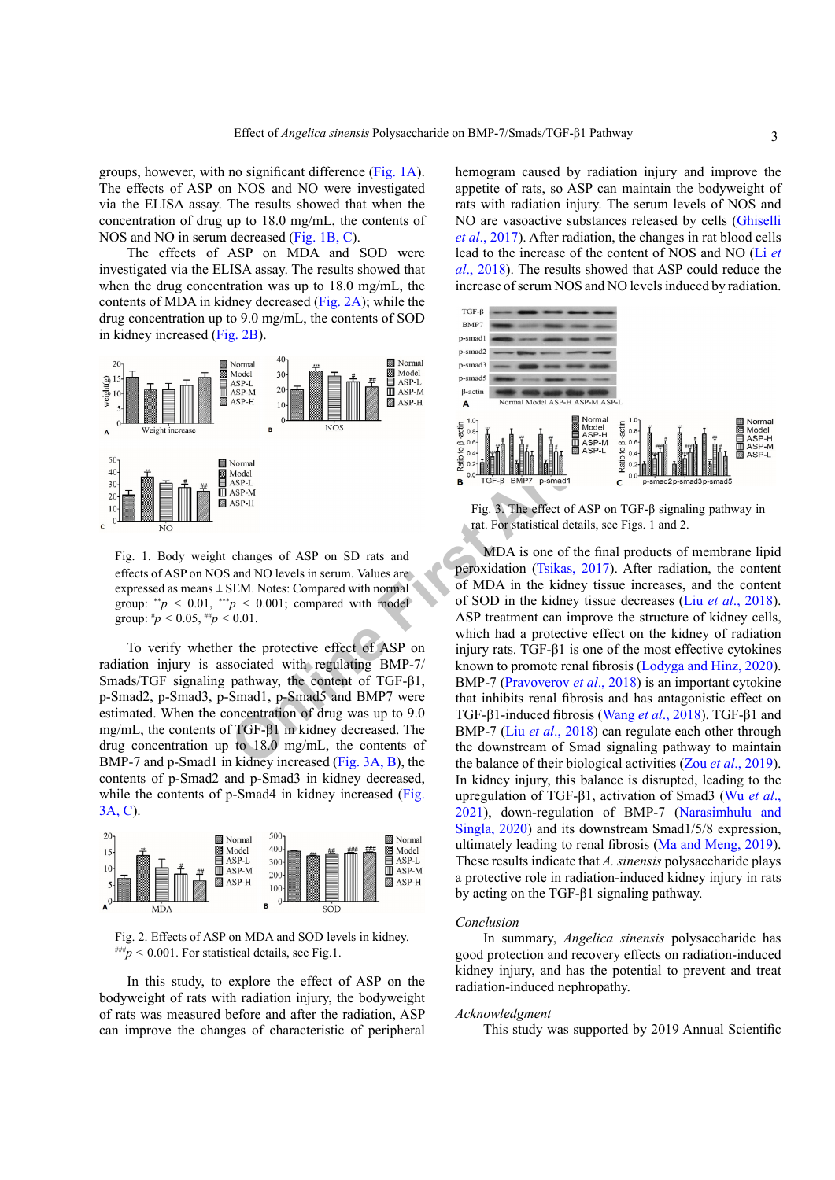groups, however, with no significant difference (Fig. 1A). The effects of ASP on NOS and NO were investigated via the ELISA assay. The results showed that when the concentration of drug up to 18.0 mg/mL, the contents of NOS and NO in serum decreased (Fig. 1B, C).

The effects of ASP on MDA and SOD were investigated via the ELISA assay. The results showed that when the drug concentration was up to 18.0 mg/mL, the contents of MDA in kidney decreased (Fig. 2A); while the drug concentration up to 9.0 mg/mL, the contents of SOD in kidney increased (Fig. 2B).

Fig. 1. Body weight changes of ASP on SD rats and effects of ASP on NOS and NO levels in serum. Values are expressed as means ± SEM. Notes: Compared with normal group: $^{**}p < 0.01$, $^{***}p < 0.001$; compared with model group: $^{\#}p < 0.05$, $^{\#\#}p < 0.01$.

To verify whether the protective effect of ASP on radiation injury is associated with regulating BMP-7/Smads/TGF signaling pathway, the content of TGF-β1, p-Smad2, p-Smad3, p-Smad1, p-Smad5 and BMP7 were estimated. When the concentration of drug was up to 9.0 mg/mL, the contents of TGF-β1 in kidney decreased. The drug concentration up to 18.0 mg/mL, the contents of BMP-7 and p-Smad1 in kidney increased (Fig. 3A, B), the contents of p-Smad2 and p-Smad3 in kidney decreased, while the contents of p-Smad4 in kidney increased (Fig. 3A, C).

Fig. 2. Effects of ASP on MDA and SOD levels in kidney. $^{\#\#\#}p < 0.001$. For statistical details, see Fig.1.

In this study, to explore the effect of ASP on the bodyweight of rats with radiation injury, the bodyweight of rats was measured before and after the radiation, ASP can improve the changes of characteristic of peripheral hemogram caused by radiation injury and improve the appetite of rats, so ASP can maintain the bodyweight of rats with radiation injury. The serum levels of NOS and NO are vasoactive substances released by cells (Ghiselli *et al*., 2017). After radiation, the changes in rat blood cells lead to the increase of the content of NOS and NO (Li *et al*., 2018). The results showed that ASP could reduce the increase of serum NOS and NO levels induced by radiation.

Fig. 3. The effect of ASP on TGF-β signaling pathway in rat. For statistical details, see Figs. 1 and 2.

MDA is one of the final products of membrane lipid peroxidation (Tsikas, 2017). After radiation, the content of MDA in the kidney tissue increases, and the content of SOD in the kidney tissue decreases (Liu *et al*., 2018). ASP treatment can improve the structure of kidney cells, which had a protective effect on the kidney of radiation injury rats. TGF-β1 is one of the most effective cytokines known to promote renal fibrosis (Lodyga and Hinz, 2020). BMP-7 (Pravoverov *et al*., 2018) is an important cytokine that inhibits renal fibrosis and has antagonistic effect on TGF-β1-induced fibrosis (Wang *et al*., 2018). TGF-β1 and BMP-7 (Liu *et al*., 2018) can regulate each other through the downstream of Smad signaling pathway to maintain the balance of their biological activities (Zou *et al*., 2019). In kidney injury, this balance is disrupted, leading to the upregulation of TGF-β1, activation of Smad3 (Wu *et al*., 2021), down-regulation of BMP-7 (Narasimhulu and Singla, 2020) and its downstream Smad1/5/8 expression, ultimately leading to renal fibrosis (Ma and Meng, 2019). These results indicate that *A. sinensis* polysaccharide plays a protective role in radiation-induced kidney injury in rats by acting on the TGF-β1 signaling pathway.

## *Conclusion*

In summary, *Angelica sinensis* polysaccharide has good protection and recovery effects on radiation-induced kidney injury, and has the potential to prevent and treat radiation-induced nephropathy.

## *Acknowledgment*

This study was supported by 2019 Annual Scientific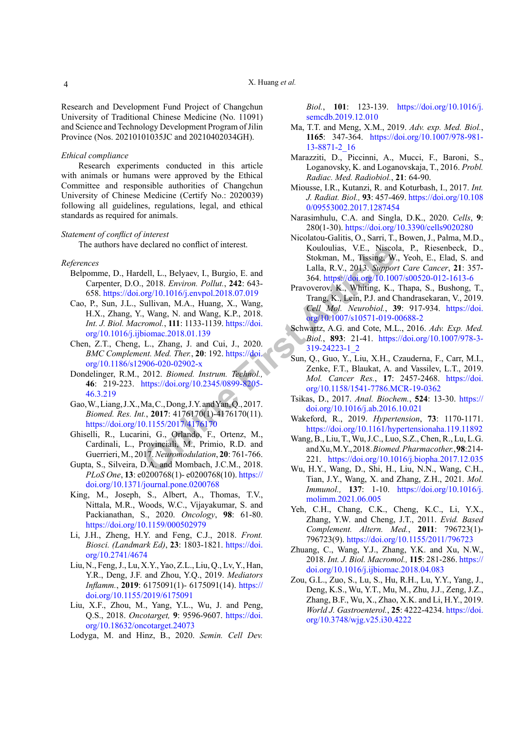Research and Development Fund Project of Changchun University of Traditional Chinese Medicine (No. 11091) and Science and Technology Development Program of Jilin Province (Nos. 20210101035JC and 20210402034GH).

*Ethical compliance*

Research experiments conducted in this article with animals or humans were approved by the Ethical Committee and responsible authorities of Changchun University of Chinese Medicine (Certify No.: 2020039) following all guidelines, regulations, legal, and ethical standards as required for animals.

*Statement of conflict of interest*

The authors have declared no conflict of interest.

*References*

Belpomme, D., Hardell, L., Belyaev, I., Burgio, E. and Carpenter, D.O., 2018. *Environ. Pollut.*, **242**: 643-658. https://doi.org/10.1016/j.envpol.2018.07.019

Cao, P., Sun, J.L., Sullivan, M.A., Huang, X., Wang, H.X., Zhang, Y., Wang, N. and Wang, K.P., 2018. *Int. J. Biol. Macromol.*, **111**: 1133-1139. https://doi.org/10.1016/j.ijbiomac.2018.01.139

Chen, Z.T., Cheng, L., Zhang, J. and Cui, J., 2020. *BMC Complement. Med. Ther.*, **20**: 192. https://doi.org/10.1186/s12906-020-02902-x

Dondelinger, R.M., 2012. *Biomed. Instrum. Technol.*, **46**: 219-223. https://doi.org/10.2345/0899-8205-46.3.219

Gao, W., Liang, J.X., Ma, C., Dong, J.Y. and Yan, Q., 2017. *Biomed. Res. Int.*, **2017**: 4176170(1)-4176170(11). https://doi.org/10.1155/2017/4176170

Ghiselli, R., Lucarini, G., Orlando, F., Ortenz, M., Cardinali, L., Provinciali, M., Primio, R.D. and Guerrieri, M., 2017. *Neuromodulation*, **20**: 761-766.

Gupta, S., Silveira, D.A. and Mombach, J.C.M., 2018. *PLoS One*, **13**: e0200768(1)- e0200768(10). https://doi.org/10.1371/journal.pone.0200768

King, M., Joseph, S., Albert, A., Thomas, T.V., Nittala, M.R., Woods, W.C., Vijayakumar, S. and Packianathan, S., 2020. *Oncology*, **98**: 61-80. https://doi.org/10.1159/000502979

Li, J.H., Zheng, H.Y. and Feng, C.J., 2018. *Front. Biosci. (Landmark Ed)*, **23**: 1803-1821. https://doi.org/10.2741/4674

Liu, N., Feng, J., Lu, X.Y., Yao, Z.L., Liu, Q., Lv, Y., Han, Y.R., Deng, J.F. and Zhou, Y.Q., 2019. *Mediators Inflamm.*, **2019**: 6175091(1)- 6175091(14). https://doi.org/10.1155/2019/6175091

Liu, X.F., Zhou, M., Yang, Y.L., Wu, J. and Peng, Q.S., 2018. *Oncotarget*, **9**: 9596-9607. https://doi.org/10.18632/oncotarget.24073

Lodyga, M. and Hinz, B., 2020. *Semin. Cell Dev. Biol.*, **101**: 123-139. https://doi.org/10.1016/j.semcdb.2019.12.010

Ma, T.T. and Meng, X.M., 2019. *Adv. exp. Med. Biol.*, **1165**: 347-364. https://doi.org/10.1007/978-981-13-8871-2_16

Marazziti, D., Piccinni, A., Mucci, F., Baroni, S., Loganovsky, K. and Loganovskaja, T., 2016. *Probl. Radiac. Med. Radiobiol.*, **21**: 64-90.

Miousse, I.R., Kutanzi, R. and Koturbash, I., 2017. *Int. J. Radiat. Biol.*, **93**: 457-469. https://doi.org/10.1080/09553002.2017.1287454

Narasimhulu, C.A. and Singla, D.K., 2020. *Cells*, **9**: 280(1-30). https://doi.org/10.3390/cells9020280

Nicolatou-Galitis, O., Sarri, T., Bowen, J., Palma, M.D., Kouloulias, V.E., Niscola, P., Riesenbeck, D., Stokman, M., Tissing, W., Yeoh, E., Elad, S. and Lalla, R.V., 2013. *Support Care Cancer*, **21**: 357-364. https://doi.org/10.1007/s00520-012-1613-6

Pravoverov, K., Whiting, K., Thapa, S., Bushong, T., Trang, K., Lein, P.J. and Chandrasekaran, V., 2019. *Cell Mol. Neurobiol.*, **39**: 917-934. https://doi.org/10.1007/s10571-019-00688-2

Schwartz, A.G. and Cote, M.L., 2016. *Adv. Exp. Med. Biol.*, **893**: 21-41. https://doi.org/10.1007/978-3-319-24223-1_2

Sun, Q., Guo, Y., Liu, X.H., Czauderna, F., Carr, M.I., Zenke, F.T., Blaukat, A. and Vassilev, L.T., 2019. *Mol. Cancer Res.*, **17**: 2457-2468. https://doi.org/10.1158/1541-7786.MCR-19-0362

Tsikas, D., 2017. *Anal. Biochem.*, **524**: 13-30. https://doi.org/10.1016/j.ab.2016.10.021

Wakeford, R., 2019. *Hypertension*, **73**: 1170-1171. https://doi.org/10.1161/hypertensionaha.119.11892

Wang, B., Liu, T., Wu, J.C., Luo, S.Z., Chen, R., Lu, L.G. and Xu, M.Y., 2018. *Biomed. Pharmacother.*, **98**: 214-221. https://doi.org/10.1016/j.biopha.2017.12.035

Wu, H.Y., Wang, D., Shi, H., Liu, N.N., Wang, C.H., Tian, J.Y., Wang, X. and Zhang, Z.H., 2021. *Mol. Immunol.*, **137**: 1-10. https://doi.org/10.1016/j.molimm.2021.06.005

Yeh, C.H., Chang, C.K., Cheng, K.C., Li, Y.X., Zhang, Y.W. and Cheng, J.T., 2011. *Evid. Based Complement. Altern. Med.*, **2011**: 796723(1)-796723(9). https://doi.org/10.1155/2011/796723

Zhuang, C., Wang, Y.J., Zhang, Y.K. and Xu, N.W., 2018. *Int. J. Biol. Macromol.*, **115**: 281-286. https://doi.org/10.1016/j.ijbiomac.2018.04.083

Zou, G.L., Zuo, S., Lu, S., Hu, R.H., Lu, Y.Y., Yang, J., Deng, K.S., Wu, Y.T., Mu, M., Zhu, J.J., Zeng, J.Z., Zhang, B.F., Wu, X., Zhao, X.K. and Li, H.Y., 2019. *World J. Gastroenterol.*, **25**: 4222-4234. https://doi.org/10.3748/wjg.v25.i30.4222